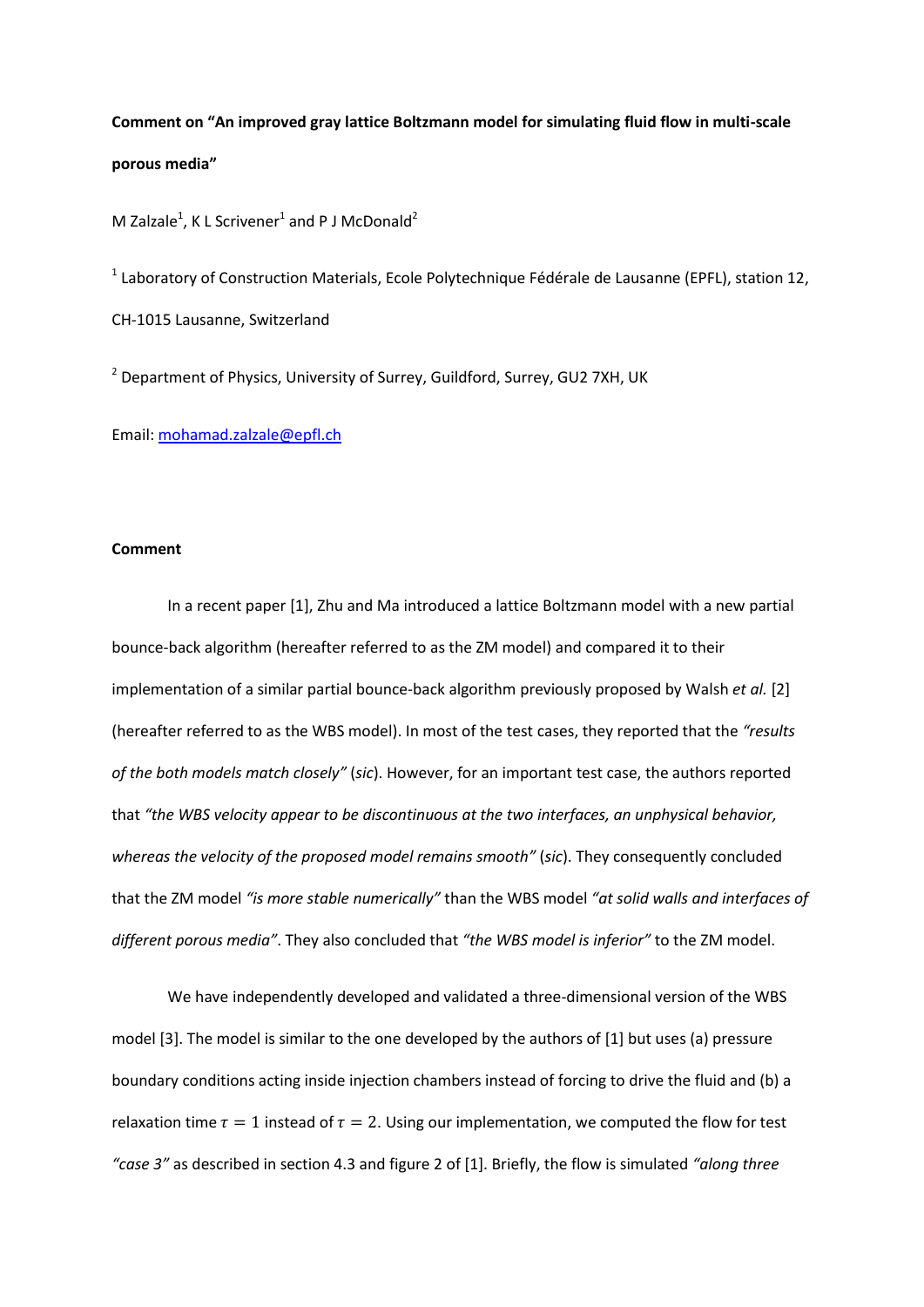**Comment on "An improved gray lattice Boltzmann model for simulating fluid flow in multi-scale porous media"**

M Zalzale[1], K L Scrivener[1] and P J McDonald[2]

[1] Laboratory of Construction Materials, Ecole Polytechnique Fédérale de Lausanne (EPFL), station 12, CH-1015 Lausanne, Switzerland

[2] Department of Physics, University of Surrey, Guildford, Surrey, GU2 7XH, UK

Email: mohamad.zalzale@epfl.ch

**Comment**

In a recent paper [1], Zhu and Ma introduced a lattice Boltzmann model with a new partial bounce-back algorithm (hereafter referred to as the ZM model) and compared it to their implementation of a similar partial bounce-back algorithm previously proposed by Walsh *et al.* [2] (hereafter referred to as the WBS model). In most of the test cases, they reported that the *"results of the both models match closely"* (*sic*). However, for an important test case, the authors reported that *"the WBS velocity appear to be discontinuous at the two interfaces, an unphysical behavior, whereas the velocity of the proposed model remains smooth"* (*sic*). They consequently concluded that the ZM model *"is more stable numerically"* than the WBS model *"at solid walls and interfaces of different porous media"*. They also concluded that *"the WBS model is inferior"* to the ZM model.

We have independently developed and validated a three-dimensional version of the WBS model [3]. The model is similar to the one developed by the authors of [1] but uses (a) pressure boundary conditions acting inside injection chambers instead of forcing to drive the fluid and (b) a relaxation time $\tau = 1$ instead of $\tau = 2$. Using our implementation, we computed the flow for test *"case 3"* as described in section 4.3 and figure 2 of [1]. Briefly, the flow is simulated *"along three*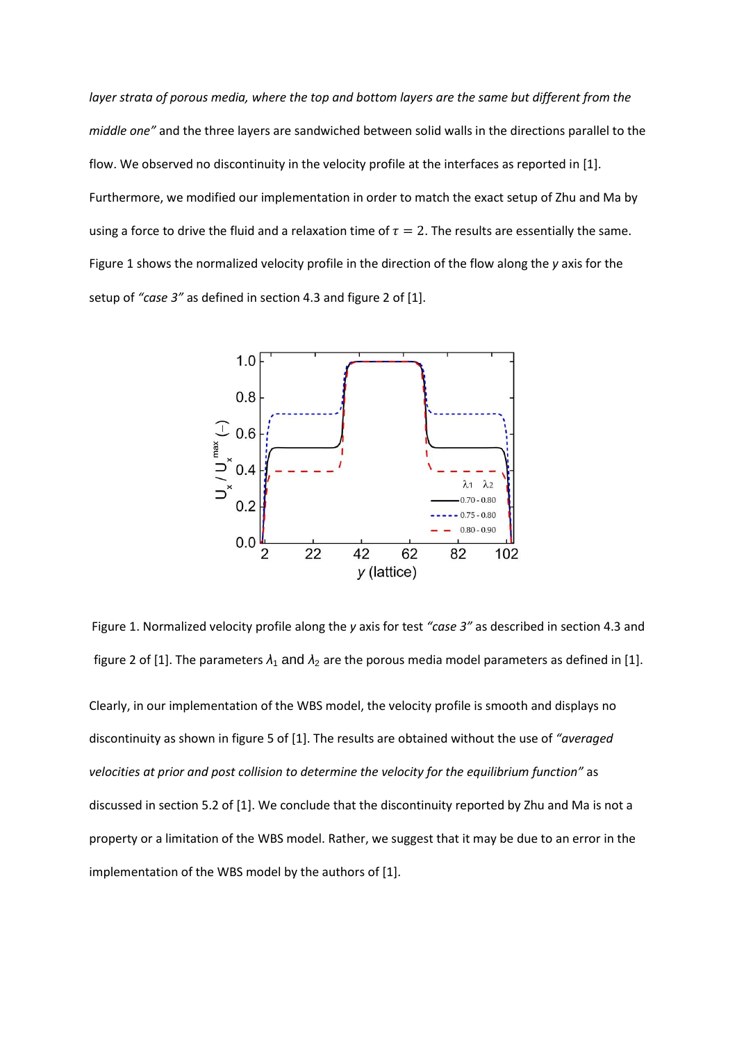*layer strata of porous media, where the top and bottom layers are the same but different from the middle one"* and the three layers are sandwiched between solid walls in the directions parallel to the flow. We observed no discontinuity in the velocity profile at the interfaces as reported in [1]. Furthermore, we modified our implementation in order to match the exact setup of Zhu and Ma by using a force to drive the fluid and a relaxation time of $\tau = 2$. The results are essentially the same. Figure 1 shows the normalized velocity profile in the direction of the flow along the *y* axis for the setup of *"case 3"* as defined in section 4.3 and figure 2 of [1].

Figure 1. Normalized velocity profile along the *y* axis for test *"case 3"* as described in section 4.3 and figure 2 of [1]. The parameters $\lambda_1$ and $\lambda_2$ are the porous media model parameters as defined in [1].

Clearly, in our implementation of the WBS model, the velocity profile is smooth and displays no discontinuity as shown in figure 5 of [1]. The results are obtained without the use of *"averaged velocities at prior and post collision to determine the velocity for the equilibrium function"* as discussed in section 5.2 of [1]. We conclude that the discontinuity reported by Zhu and Ma is not a property or a limitation of the WBS model. Rather, we suggest that it may be due to an error in the implementation of the WBS model by the authors of [1].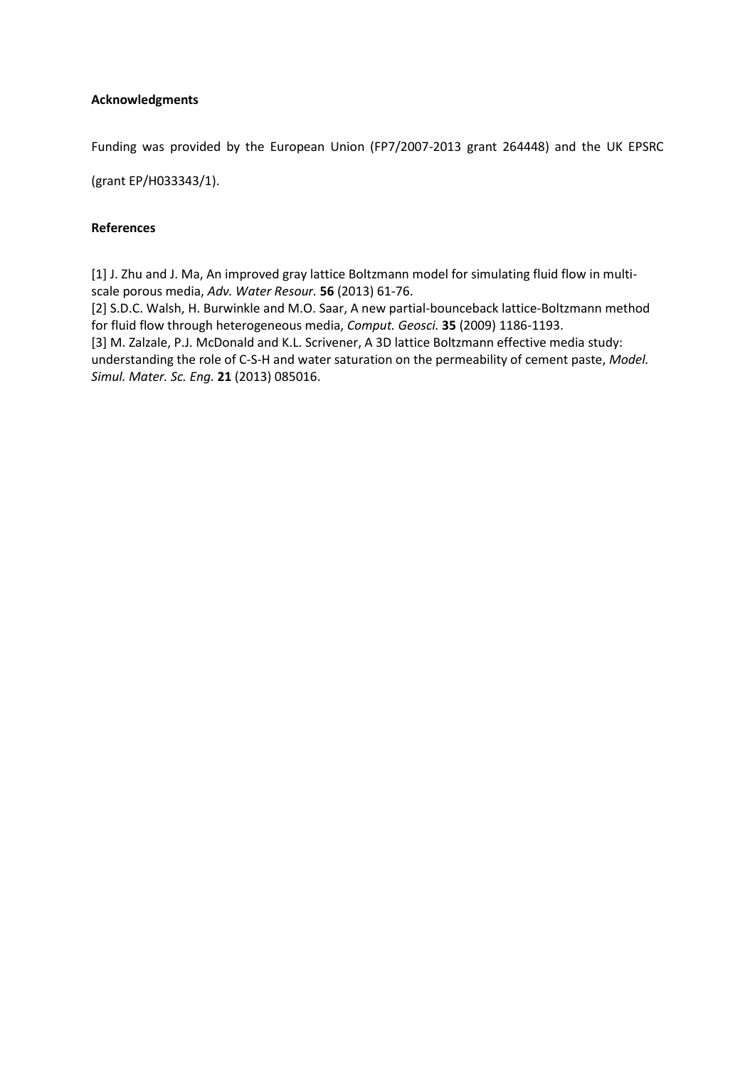## Acknowledgments

Funding was provided by the European Union (FP7/2007-2013 grant 264448) and the UK EPSRC (grant EP/H033343/1).

## References

[1] J. Zhu and J. Ma, An improved gray lattice Boltzmann model for simulating fluid flow in multi-scale porous media, *Adv. Water Resour.* **56** (2013) 61-76.

[2] S.D.C. Walsh, H. Burwinkle and M.O. Saar, A new partial-bounceback lattice-Boltzmann method for fluid flow through heterogeneous media, *Comput. Geosci.* **35** (2009) 1186-1193.

[3] M. Zalzale, P.J. McDonald and K.L. Scrivener, A 3D lattice Boltzmann effective media study: understanding the role of C-S-H and water saturation on the permeability of cement paste, *Model. Simul. Mater. Sc. Eng.* **21** (2013) 085016.